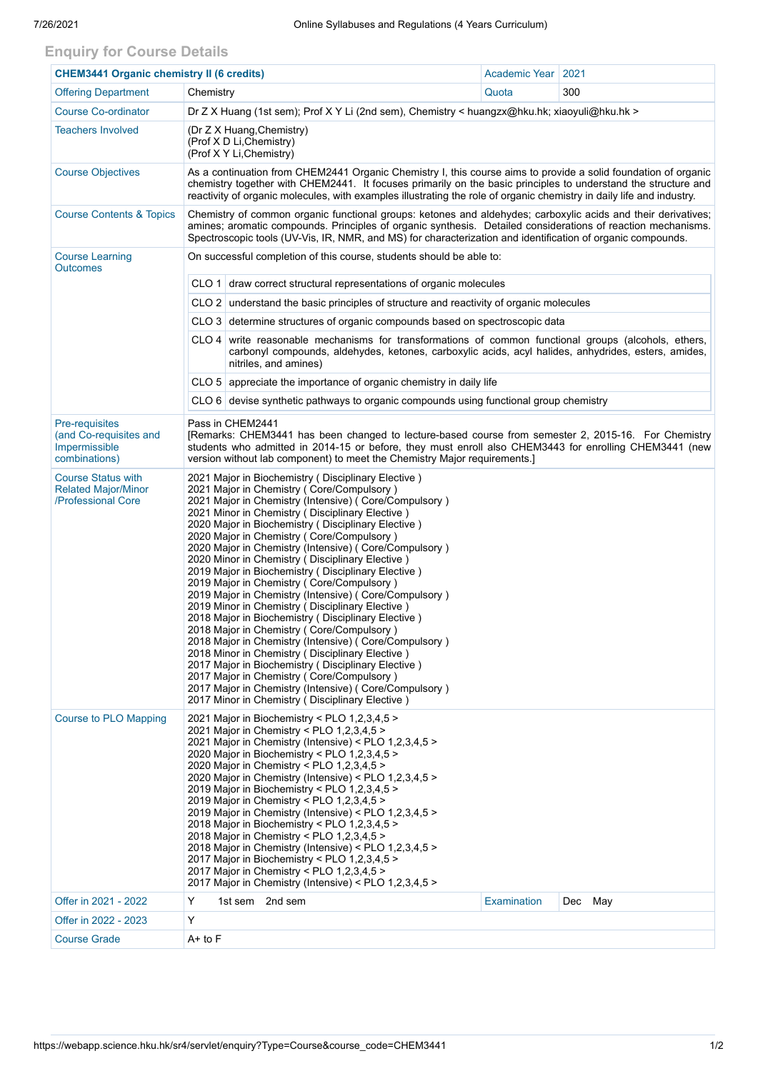## Enquiry for Course Details

| CHEM3441 Organic chemistry II (6 credits) | | Academic Year | 2021 |
|---|---|---|---|
| Offering Department | Chemistry | Quota | 300 |
| Course Co-ordinator | Dr Z X Huang (1st sem); Prof X Y Li (2nd sem), Chemistry < huangzx@hku.hk; xiaoyuli@hku.hk > | | |
| Teachers Involved | (Dr Z X Huang,Chemistry)<br>(Prof X D Li,Chemistry)<br>(Prof X Y Li,Chemistry) | | |
| Course Objectives | As a continuation from CHEM2441 Organic Chemistry I, this course aims to provide a solid foundation of organic chemistry together with CHEM2441. It focuses primarily on the basic principles to understand the structure and reactivity of organic molecules, with examples illustrating the role of organic chemistry in daily life and industry. | | |
| Course Contents & Topics | Chemistry of common organic functional groups: ketones and aldehydes; carboxylic acids and their derivatives; amines; aromatic compounds. Principles of organic synthesis. Detailed considerations of reaction mechanisms. Spectroscopic tools (UV-Vis, IR, NMR, and MS) for characterization and identification of organic compounds. | | |
| Course Learning Outcomes | On successful completion of this course, students should be able to:<br>CLO 1 draw correct structural representations of organic molecules<br>CLO 2 understand the basic principles of structure and reactivity of organic molecules<br>CLO 3 determine structures of organic compounds based on spectroscopic data<br>CLO 4 write reasonable mechanisms for transformations of common functional groups (alcohols, ethers, carbonyl compounds, aldehydes, ketones, carboxylic acids, acyl halides, anhydrides, esters, amides, nitriles, and amines)<br>CLO 5 appreciate the importance of organic chemistry in daily life<br>CLO 6 devise synthetic pathways to organic compounds using functional group chemistry | | |
| Pre-requisites (and Co-requisites and Impermissible combinations) | Pass in CHEM2441<br>[Remarks: CHEM3441 has been changed to lecture-based course from semester 2, 2015-16. For Chemistry students who admitted in 2014-15 or before, they must enroll also CHEM3443 for enrolling CHEM3441 (new version without lab component) to meet the Chemistry Major requirements.] | | |
| Course Status with Related Major/Minor /Professional Core | 2021 Major in Biochemistry ( Disciplinary Elective )<br>2021 Major in Chemistry ( Core/Compulsory )<br>2021 Major in Chemistry (Intensive) ( Core/Compulsory )<br>2021 Minor in Chemistry ( Disciplinary Elective )<br>2020 Major in Biochemistry ( Disciplinary Elective )<br>2020 Major in Chemistry ( Core/Compulsory )<br>2020 Major in Chemistry (Intensive) ( Core/Compulsory )<br>2020 Minor in Chemistry ( Disciplinary Elective )<br>2019 Major in Biochemistry ( Disciplinary Elective )<br>2019 Major in Chemistry ( Core/Compulsory )<br>2019 Major in Chemistry (Intensive) ( Core/Compulsory )<br>2019 Minor in Chemistry ( Disciplinary Elective )<br>2018 Major in Biochemistry ( Disciplinary Elective )<br>2018 Major in Chemistry ( Core/Compulsory )<br>2018 Major in Chemistry (Intensive) ( Core/Compulsory )<br>2018 Minor in Chemistry ( Disciplinary Elective )<br>2017 Major in Biochemistry ( Disciplinary Elective )<br>2017 Major in Chemistry ( Core/Compulsory )<br>2017 Major in Chemistry (Intensive) ( Core/Compulsory )<br>2017 Minor in Chemistry ( Disciplinary Elective ) | | |
| Course to PLO Mapping | 2021 Major in Biochemistry < PLO 1,2,3,4,5 ><br>2021 Major in Chemistry < PLO 1,2,3,4,5 ><br>2021 Major in Chemistry (Intensive) < PLO 1,2,3,4,5 ><br>2020 Major in Biochemistry < PLO 1,2,3,4,5 ><br>2020 Major in Chemistry < PLO 1,2,3,4,5 ><br>2020 Major in Chemistry (Intensive) < PLO 1,2,3,4,5 ><br>2019 Major in Biochemistry < PLO 1,2,3,4,5 ><br>2019 Major in Chemistry < PLO 1,2,3,4,5 ><br>2019 Major in Chemistry (Intensive) < PLO 1,2,3,4,5 ><br>2018 Major in Biochemistry < PLO 1,2,3,4,5 ><br>2018 Major in Chemistry < PLO 1,2,3,4,5 ><br>2018 Major in Chemistry (Intensive) < PLO 1,2,3,4,5 ><br>2017 Major in Biochemistry < PLO 1,2,3,4,5 ><br>2017 Major in Chemistry < PLO 1,2,3,4,5 ><br>2017 Major in Chemistry (Intensive) < PLO 1,2,3,4,5 > | | |
| Offer in 2021 - 2022 | Y 1st sem 2nd sem | Examination | Dec May |
| Offer in 2022 - 2023 | Y | | |
| Course Grade | A+ to F | | |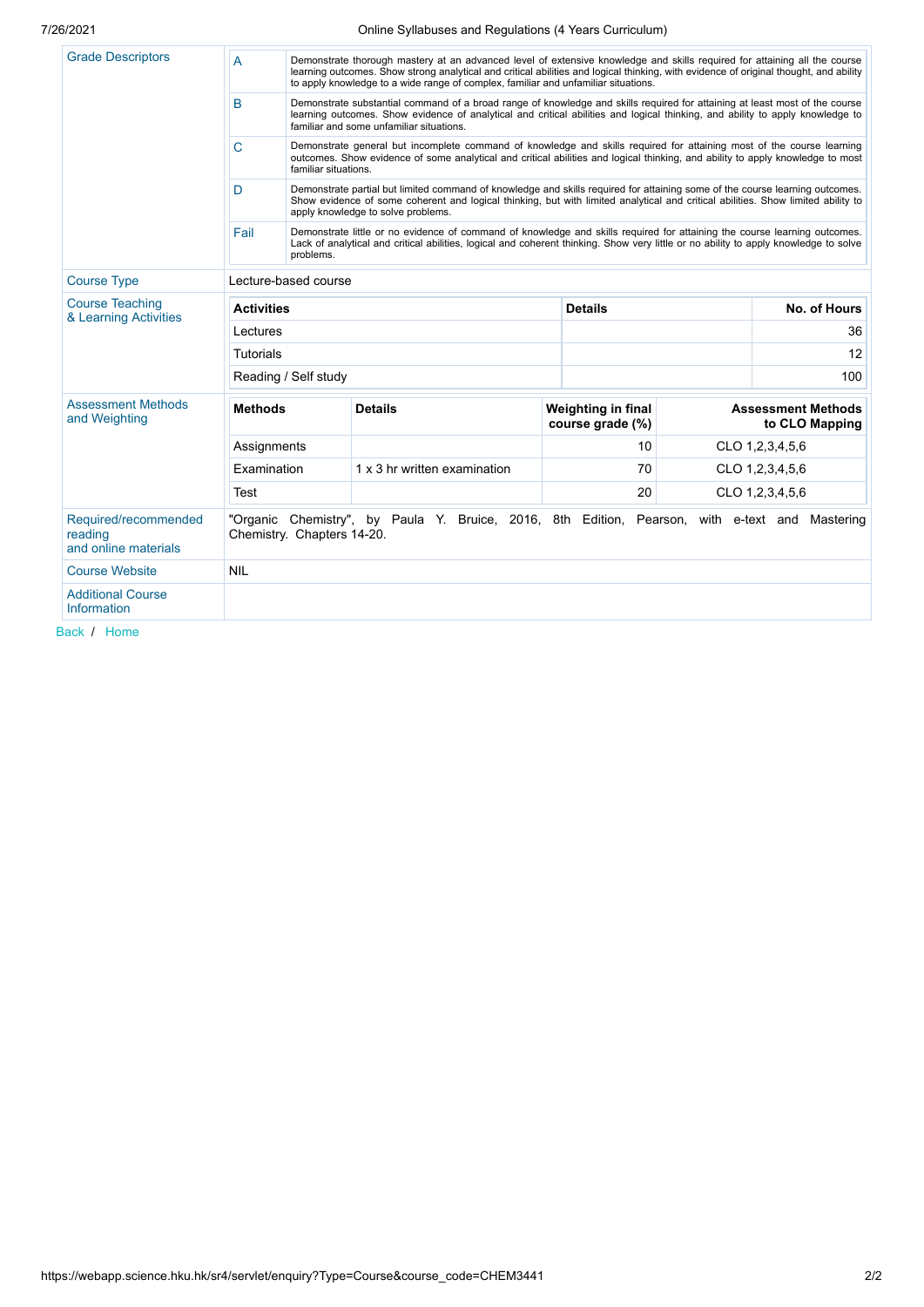| | |
|---|---|
| Grade Descriptors | **A** Demonstrate thorough mastery at an advanced level of extensive knowledge and skills required for attaining all the course learning outcomes. Show strong analytical and critical abilities and logical thinking, with evidence of original thought, and ability to apply knowledge to a wide range of complex, familiar and unfamiliar situations. |
| | **B** Demonstrate substantial command of a broad range of knowledge and skills required for attaining at least most of the course learning outcomes. Show evidence of analytical and critical abilities and logical thinking, and ability to apply knowledge to familiar and some unfamiliar situations. |
| | **C** Demonstrate general but incomplete command of knowledge and skills required for attaining most of the course learning outcomes. Show evidence of some analytical and critical abilities and logical thinking, and ability to apply knowledge to most familiar situations. |
| | **D** Demonstrate partial but limited command of knowledge and skills required for attaining some of the course learning outcomes. Show evidence of some coherent and logical thinking, but with limited analytical and critical abilities. Show limited ability to apply knowledge to solve problems. |
| | **Fail** Demonstrate little or no evidence of command of knowledge and skills required for attaining the course learning outcomes. Lack of analytical and critical abilities, logical and coherent thinking. Show very little or no ability to apply knowledge to solve problems. |
| Course Type | Lecture-based course |

**Course Teaching & Learning Activities**

| Activities | Details | No. of Hours |
|---|---|---|
| Lectures | | 36 |
| Tutorials | | 12 |
| Reading / Self study | | 100 |

**Assessment Methods and Weighting**

| Methods | Details | Weighting in final course grade (%) | Assessment Methods to CLO Mapping |
|---|---|---|---|
| Assignments | | 10 | CLO 1,2,3,4,5,6 |
| Examination | 1 x 3 hr written examination | 70 | CLO 1,2,3,4,5,6 |
| Test | | 20 | CLO 1,2,3,4,5,6 |

| | |
|---|---|
| Required/recommended reading and online materials | "Organic Chemistry", by Paula Y. Bruice, 2016, 8th Edition, Pearson, with e-text and Mastering Chemistry. Chapters 14-20. |
| Course Website | NIL |
| Additional Course Information | |

Back / Home